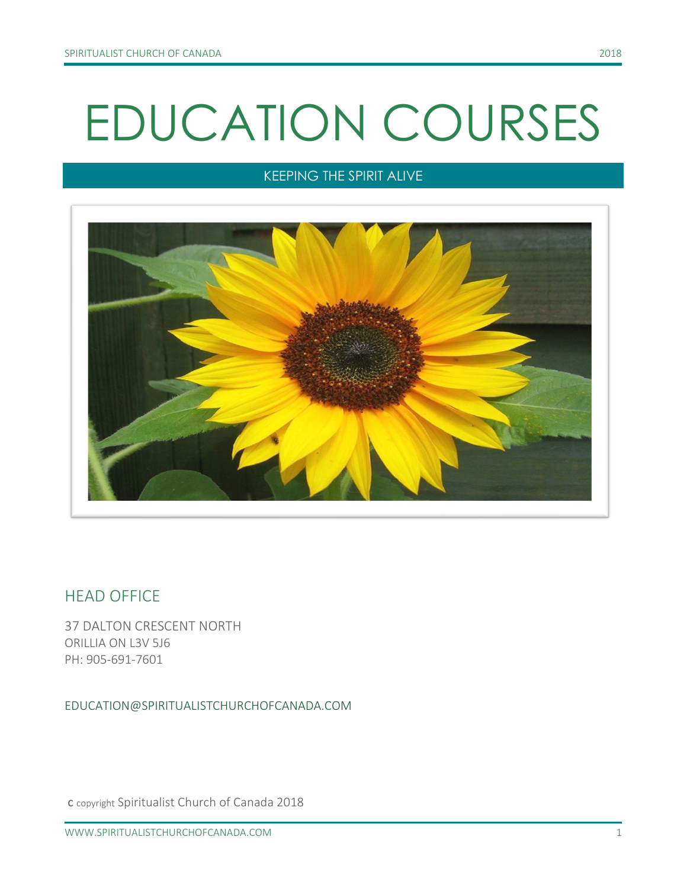# EDUCATION COURSES

KEEPING THE SPIRIT ALIVE

## HEAD OFFICE

37 DALTON CRESCENT NORTH
ORILLIA ON L3V 5J6
PH: 905-691-7601

EDUCATION@SPIRITUALISTCHURCHOFCANADA.COM

c copyright Spiritualist Church of Canada 2018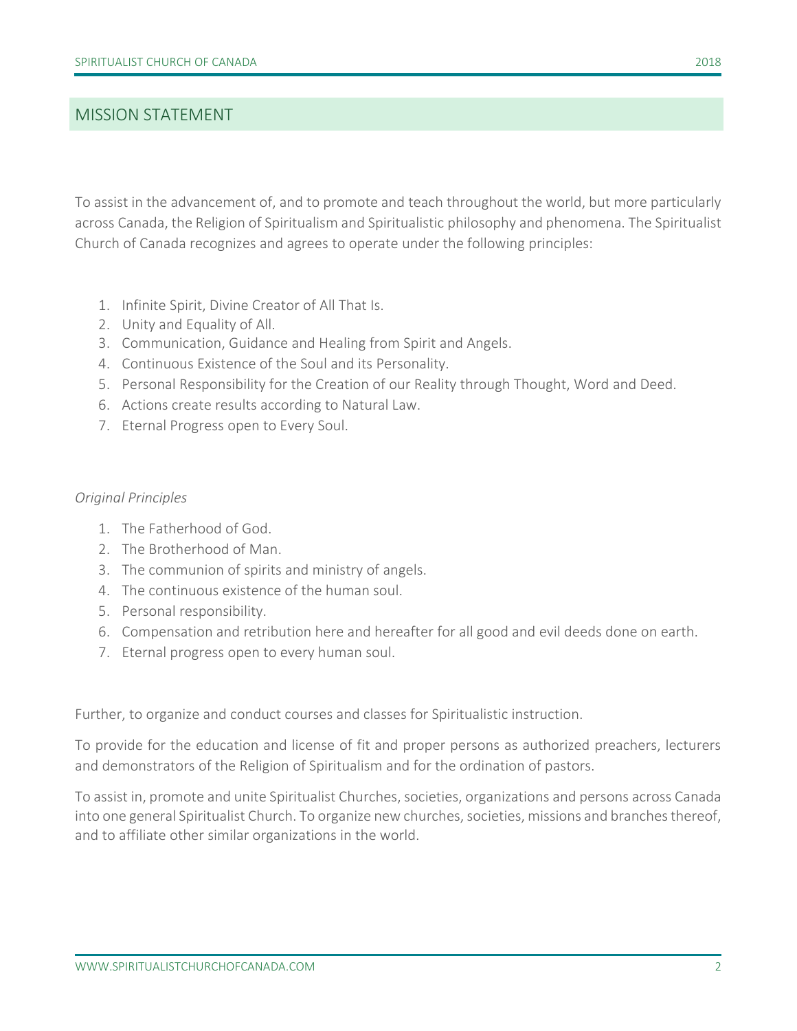## MISSION STATEMENT

To assist in the advancement of, and to promote and teach throughout the world, but more particularly across Canada, the Religion of Spiritualism and Spiritualistic philosophy and phenomena. The Spiritualist Church of Canada recognizes and agrees to operate under the following principles:

1. Infinite Spirit, Divine Creator of All That Is.
2. Unity and Equality of All.
3. Communication, Guidance and Healing from Spirit and Angels.
4. Continuous Existence of the Soul and its Personality.
5. Personal Responsibility for the Creation of our Reality through Thought, Word and Deed.
6. Actions create results according to Natural Law.
7. Eternal Progress open to Every Soul.

*Original Principles*

1. The Fatherhood of God.
2. The Brotherhood of Man.
3. The communion of spirits and ministry of angels.
4. The continuous existence of the human soul.
5. Personal responsibility.
6. Compensation and retribution here and hereafter for all good and evil deeds done on earth.
7. Eternal progress open to every human soul.

Further, to organize and conduct courses and classes for Spiritualistic instruction.

To provide for the education and license of fit and proper persons as authorized preachers, lecturers and demonstrators of the Religion of Spiritualism and for the ordination of pastors.

To assist in, promote and unite Spiritualist Churches, societies, organizations and persons across Canada into one general Spiritualist Church. To organize new churches, societies, missions and branches thereof, and to affiliate other similar organizations in the world.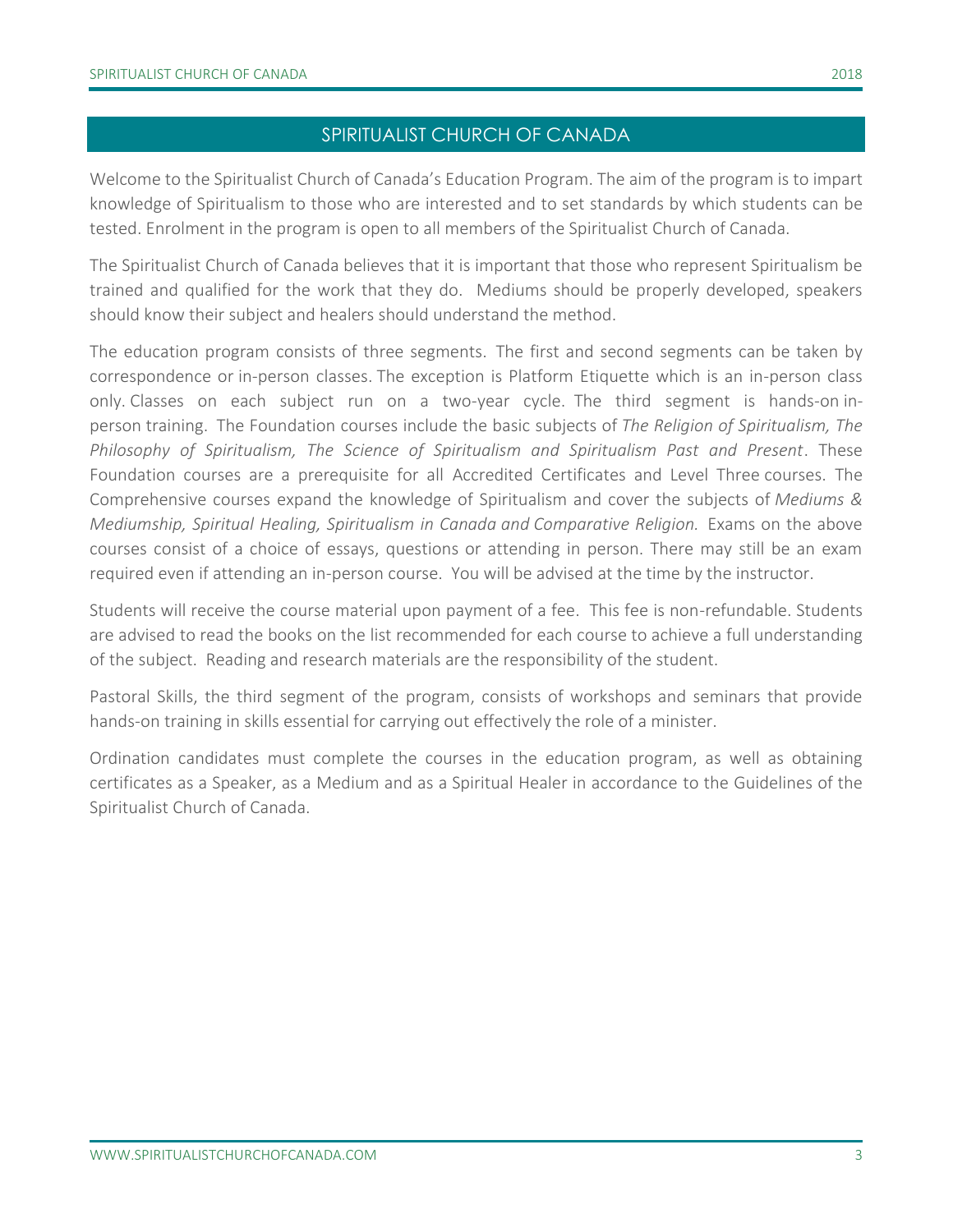# SPIRITUALIST CHURCH OF CANADA

Welcome to the Spiritualist Church of Canada's Education Program. The aim of the program is to impart knowledge of Spiritualism to those who are interested and to set standards by which students can be tested. Enrolment in the program is open to all members of the Spiritualist Church of Canada.

The Spiritualist Church of Canada believes that it is important that those who represent Spiritualism be trained and qualified for the work that they do. Mediums should be properly developed, speakers should know their subject and healers should understand the method.

The education program consists of three segments. The first and second segments can be taken by correspondence or in-person classes. The exception is Platform Etiquette which is an in-person class only. Classes on each subject run on a two-year cycle. The third segment is hands-on in-person training. The Foundation courses include the basic subjects of *The Religion of Spiritualism, The Philosophy of Spiritualism, The Science of Spiritualism and Spiritualism Past and Present*. These Foundation courses are a prerequisite for all Accredited Certificates and Level Three courses. The Comprehensive courses expand the knowledge of Spiritualism and cover the subjects of *Mediums & Mediumship, Spiritual Healing, Spiritualism in Canada and Comparative Religion.* Exams on the above courses consist of a choice of essays, questions or attending in person. There may still be an exam required even if attending an in-person course. You will be advised at the time by the instructor.

Students will receive the course material upon payment of a fee. This fee is non-refundable. Students are advised to read the books on the list recommended for each course to achieve a full understanding of the subject. Reading and research materials are the responsibility of the student.

Pastoral Skills, the third segment of the program, consists of workshops and seminars that provide hands-on training in skills essential for carrying out effectively the role of a minister.

Ordination candidates must complete the courses in the education program, as well as obtaining certificates as a Speaker, as a Medium and as a Spiritual Healer in accordance to the Guidelines of the Spiritualist Church of Canada.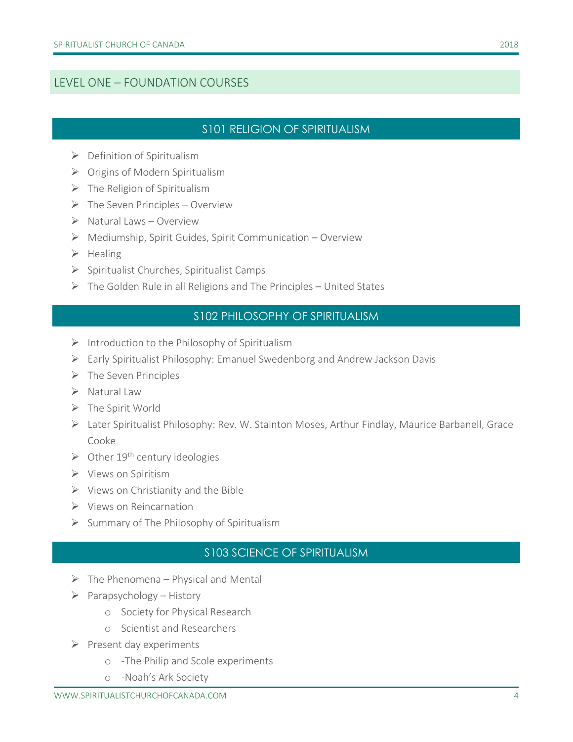## LEVEL ONE – FOUNDATION COURSES

### S101 RELIGION OF SPIRITUALISM

- Definition of Spiritualism
- Origins of Modern Spiritualism
- The Religion of Spiritualism
- The Seven Principles – Overview
- Natural Laws – Overview
- Mediumship, Spirit Guides, Spirit Communication – Overview
- Healing
- Spiritualist Churches, Spiritualist Camps
- The Golden Rule in all Religions and The Principles – United States

### S102 PHILOSOPHY OF SPIRITUALISM

- Introduction to the Philosophy of Spiritualism
- Early Spiritualist Philosophy: Emanuel Swedenborg and Andrew Jackson Davis
- The Seven Principles
- Natural Law
- The Spirit World
- Later Spiritualist Philosophy: Rev. W. Stainton Moses, Arthur Findlay, Maurice Barbanell, Grace Cooke
- Other 19th century ideologies
- Views on Spiritism
- Views on Christianity and the Bible
- Views on Reincarnation
- Summary of The Philosophy of Spiritualism

### S103 SCIENCE OF SPIRITUALISM

- The Phenomena – Physical and Mental
- Parapsychology – History
  - Society for Physical Research
  - Scientist and Researchers
- Present day experiments
  - -The Philip and Scole experiments
  - -Noah's Ark Society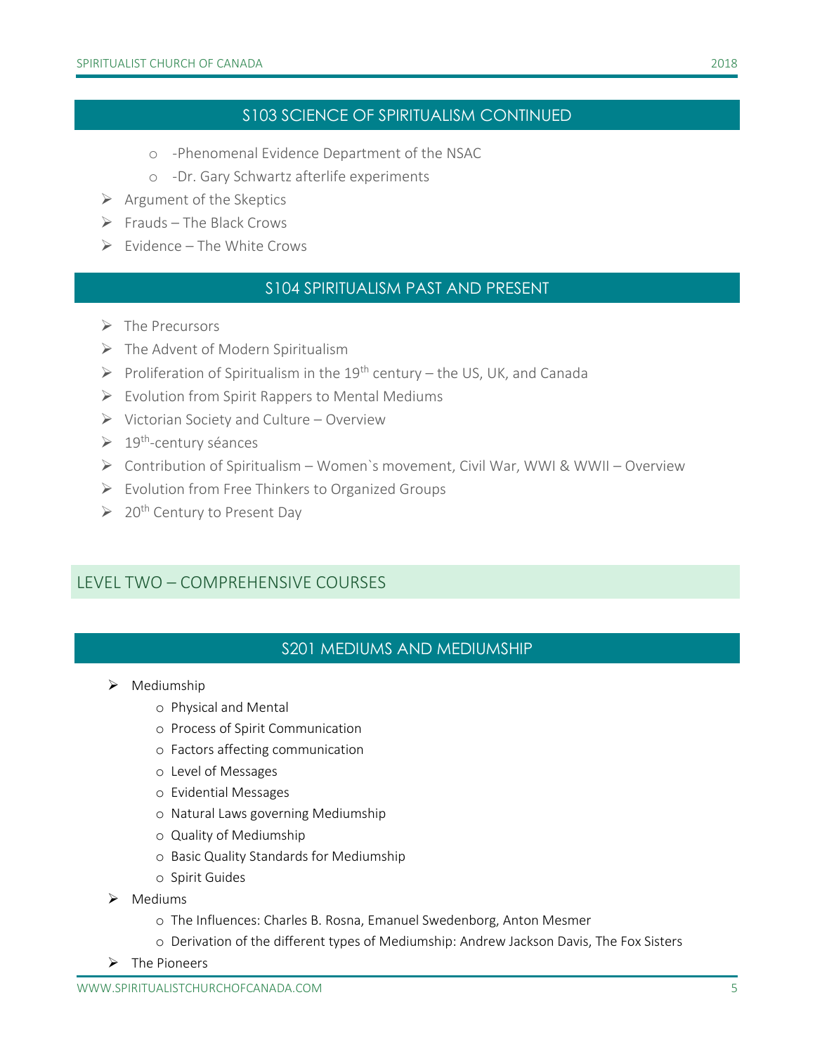## S103 SCIENCE OF SPIRITUALISM CONTINUED

  - -Phenomenal Evidence Department of the NSAC
  - -Dr. Gary Schwartz afterlife experiments
- Argument of the Skeptics
- Frauds – The Black Crows
- Evidence – The White Crows

## S104 SPIRITUALISM PAST AND PRESENT

- The Precursors
- The Advent of Modern Spiritualism
- Proliferation of Spiritualism in the 19th century – the US, UK, and Canada
- Evolution from Spirit Rappers to Mental Mediums
- Victorian Society and Culture – Overview
- 19th-century séances
- Contribution of Spiritualism – Women`s movement, Civil War, WWI & WWII – Overview
- Evolution from Free Thinkers to Organized Groups
- 20th Century to Present Day

# LEVEL TWO – COMPREHENSIVE COURSES

## S201 MEDIUMS AND MEDIUMSHIP

- Mediumship
  - Physical and Mental
  - Process of Spirit Communication
  - Factors affecting communication
  - Level of Messages
  - Evidential Messages
  - Natural Laws governing Mediumship
  - Quality of Mediumship
  - Basic Quality Standards for Mediumship
  - Spirit Guides
- Mediums
  - The Influences: Charles B. Rosna, Emanuel Swedenborg, Anton Mesmer
  - Derivation of the different types of Mediumship: Andrew Jackson Davis, The Fox Sisters
- The Pioneers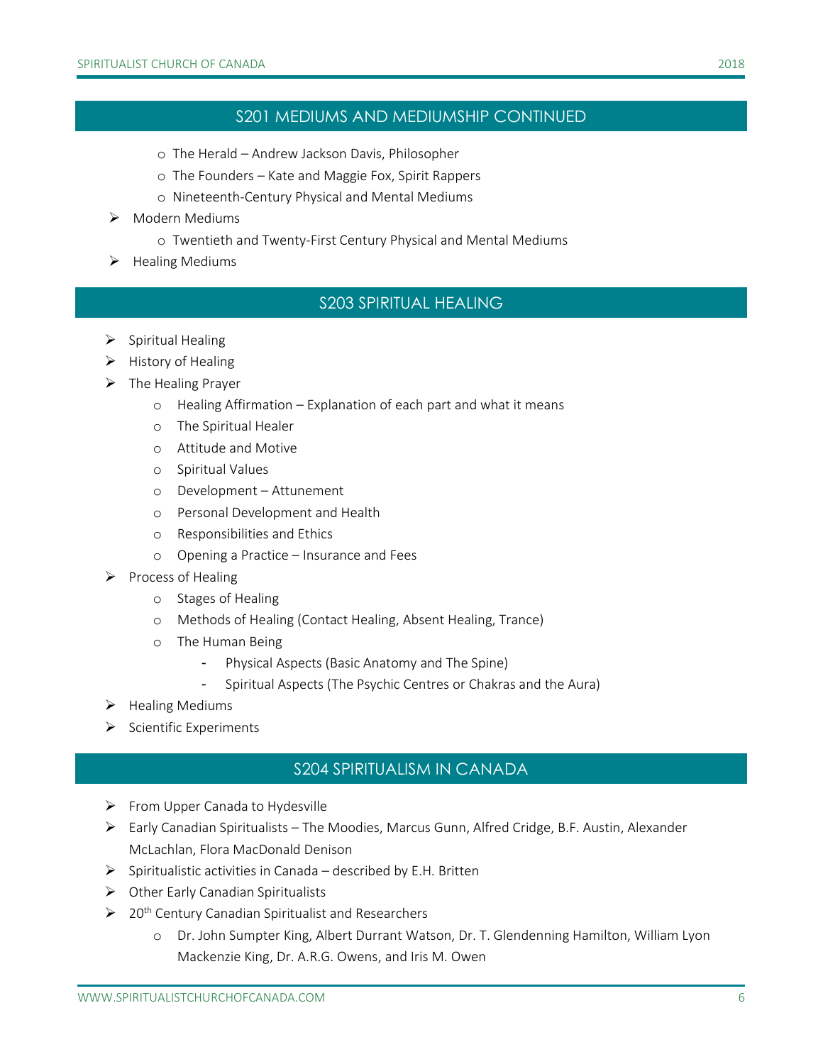## S201 MEDIUMS AND MEDIUMSHIP CONTINUED

  - The Herald – Andrew Jackson Davis, Philosopher
  - The Founders – Kate and Maggie Fox, Spirit Rappers
  - Nineteenth-Century Physical and Mental Mediums
- Modern Mediums
  - Twentieth and Twenty-First Century Physical and Mental Mediums
- Healing Mediums

## S203 SPIRITUAL HEALING

- Spiritual Healing
- History of Healing
- The Healing Prayer
  - Healing Affirmation – Explanation of each part and what it means
  - The Spiritual Healer
  - Attitude and Motive
  - Spiritual Values
  - Development – Attunement
  - Personal Development and Health
  - Responsibilities and Ethics
  - Opening a Practice – Insurance and Fees
- Process of Healing
  - Stages of Healing
  - Methods of Healing (Contact Healing, Absent Healing, Trance)
  - The Human Being
    - Physical Aspects (Basic Anatomy and The Spine)
    - Spiritual Aspects (The Psychic Centres or Chakras and the Aura)
- Healing Mediums
- Scientific Experiments

## S204 SPIRITUALISM IN CANADA

- From Upper Canada to Hydesville
- Early Canadian Spiritualists – The Moodies, Marcus Gunn, Alfred Cridge, B.F. Austin, Alexander McLachlan, Flora MacDonald Denison
- Spiritualistic activities in Canada – described by E.H. Britten
- Other Early Canadian Spiritualists
- 20th Century Canadian Spiritualist and Researchers
  - Dr. John Sumpter King, Albert Durrant Watson, Dr. T. Glendenning Hamilton, William Lyon Mackenzie King, Dr. A.R.G. Owens, and Iris M. Owen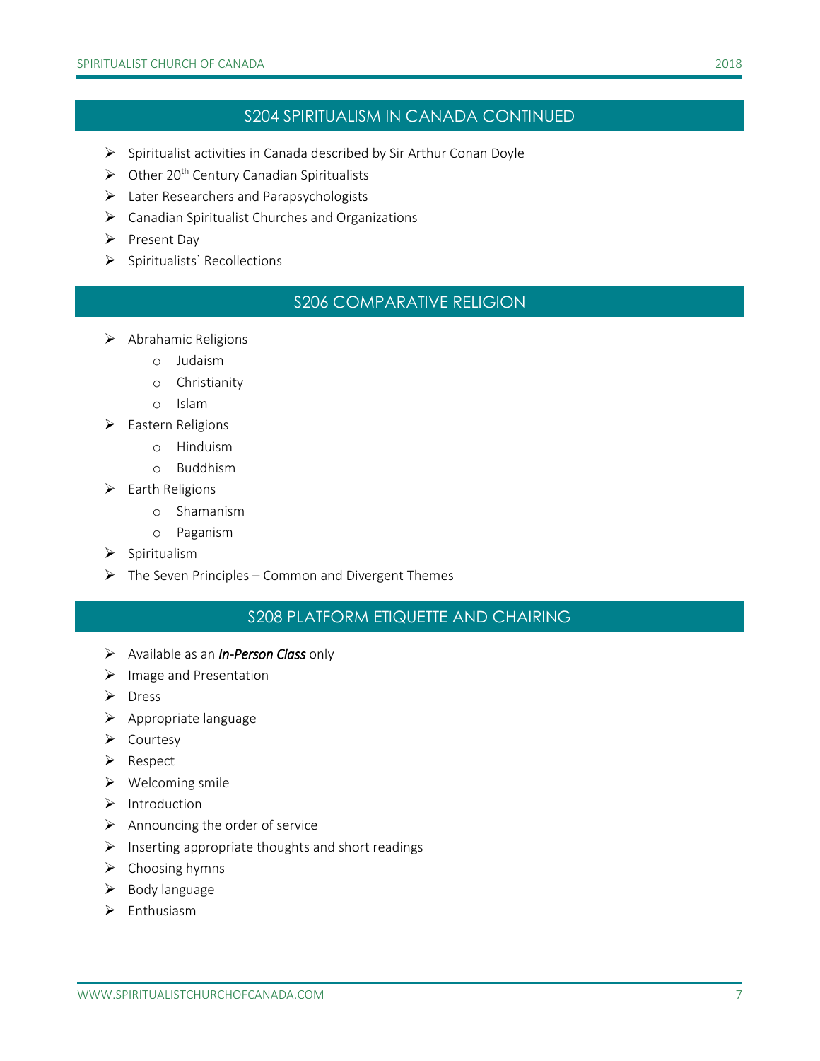## S204 SPIRITUALISM IN CANADA CONTINUED

- Spiritualist activities in Canada described by Sir Arthur Conan Doyle
- Other 20th Century Canadian Spiritualists
- Later Researchers and Parapsychologists
- Canadian Spiritualist Churches and Organizations
- Present Day
- Spiritualists` Recollections

## S206 COMPARATIVE RELIGION

- Abrahamic Religions
    - Judaism
    - Christianity
    - Islam
- Eastern Religions
    - Hinduism
    - Buddhism
- Earth Religions
    - Shamanism
    - Paganism
- Spiritualism
- The Seven Principles – Common and Divergent Themes

## S208 PLATFORM ETIQUETTE AND CHAIRING

- Available as an ***In-Person Class*** only
- Image and Presentation
- Dress
- Appropriate language
- Courtesy
- Respect
- Welcoming smile
- Introduction
- Announcing the order of service
- Inserting appropriate thoughts and short readings
- Choosing hymns
- Body language
- Enthusiasm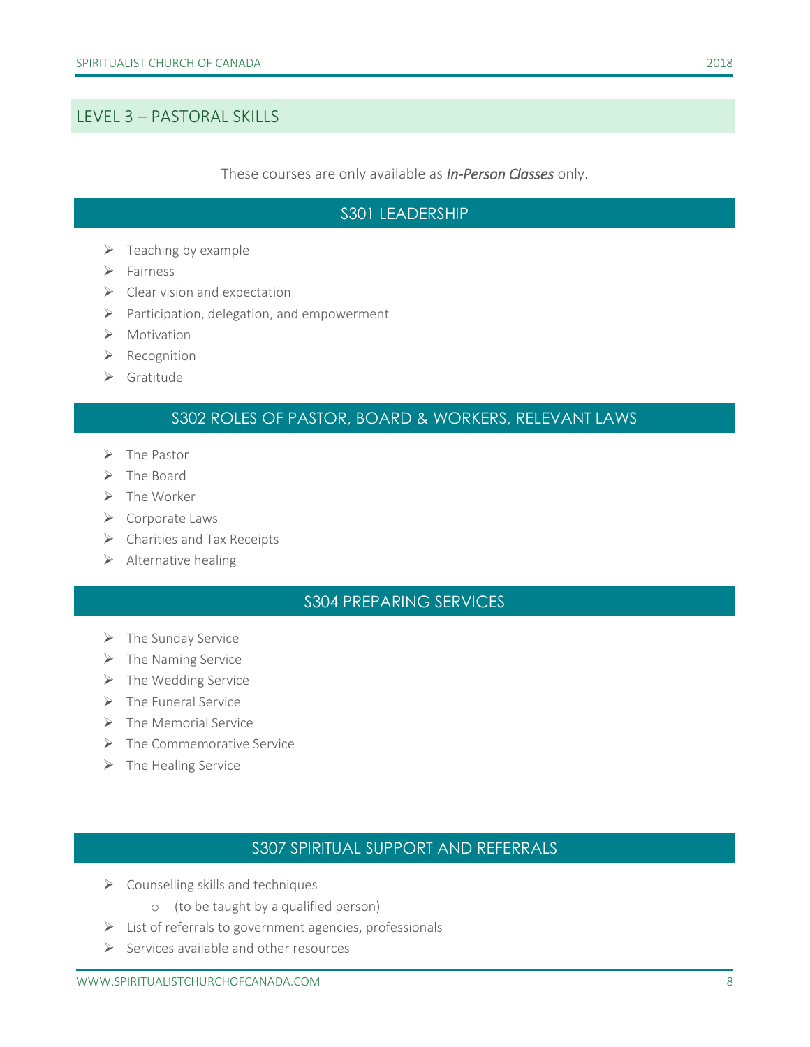## LEVEL 3 – PASTORAL SKILLS

These courses are only available as ***In-Person Classes*** only.

### S301 LEADERSHIP

- Teaching by example
- Fairness
- Clear vision and expectation
- Participation, delegation, and empowerment
- Motivation
- Recognition
- Gratitude

### S302 ROLES OF PASTOR, BOARD & WORKERS, RELEVANT LAWS

- The Pastor
- The Board
- The Worker
- Corporate Laws
- Charities and Tax Receipts
- Alternative healing

### S304 PREPARING SERVICES

- The Sunday Service
- The Naming Service
- The Wedding Service
- The Funeral Service
- The Memorial Service
- The Commemorative Service
- The Healing Service

### S307 SPIRITUAL SUPPORT AND REFERRALS

- Counselling skills and techniques
  - (to be taught by a qualified person)
- List of referrals to government agencies, professionals
- Services available and other resources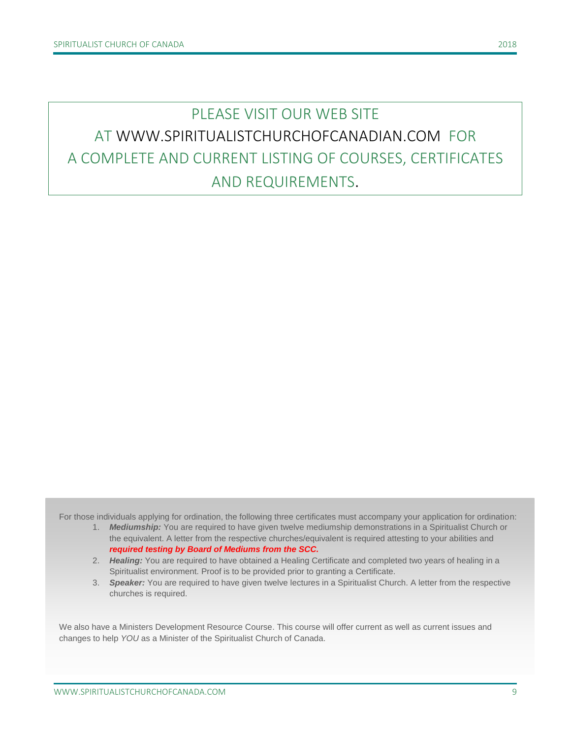PLEASE VISIT OUR WEB SITE AT WWW.SPIRITUALISTCHURCHOFCANADIAN.COM FOR A COMPLETE AND CURRENT LISTING OF COURSES, CERTIFICATES AND REQUIREMENTS.

For those individuals applying for ordination, the following three certificates must accompany your application for ordination:

1. ***Mediumship:*** You are required to have given twelve mediumship demonstrations in a Spiritualist Church or the equivalent. A letter from the respective churches/equivalent is required attesting to your abilities and ***required testing by Board of Mediums from the SCC.***
2. ***Healing:*** You are required to have obtained a Healing Certificate and completed two years of healing in a Spiritualist environment. Proof is to be provided prior to granting a Certificate.
3. ***Speaker:*** You are required to have given twelve lectures in a Spiritualist Church. A letter from the respective churches is required.

We also have a Ministers Development Resource Course. This course will offer current as well as current issues and changes to help *YOU* as a Minister of the Spiritualist Church of Canada.